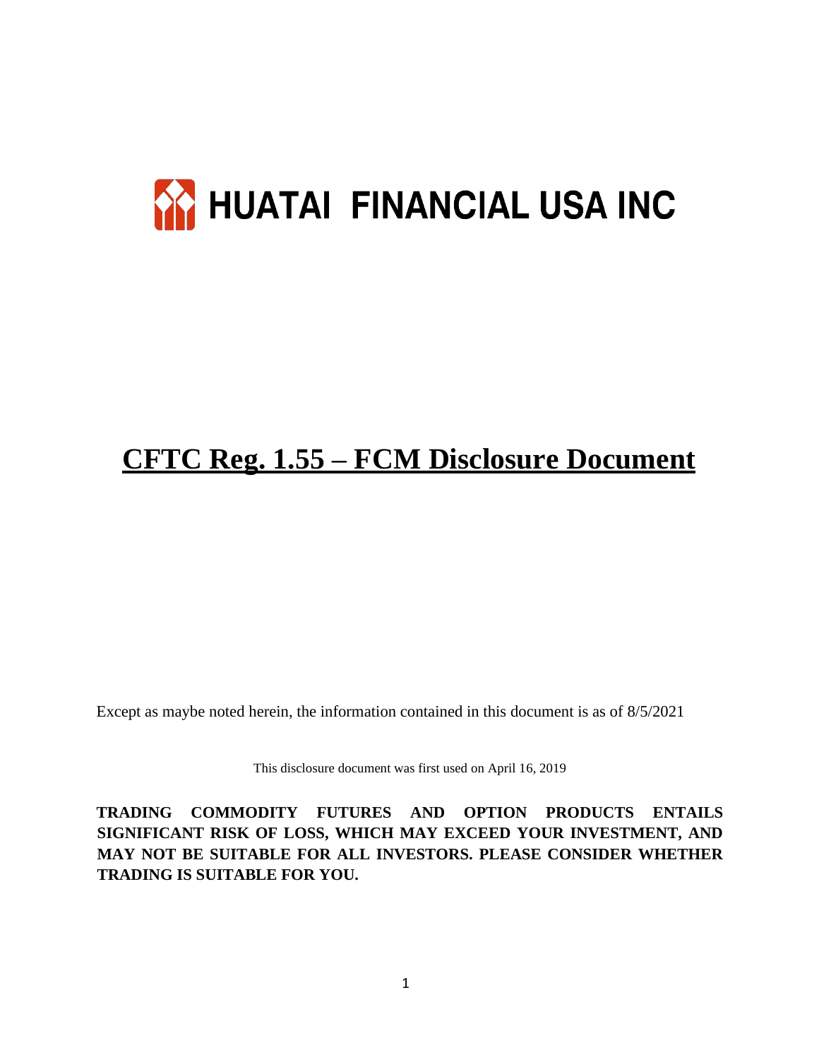# HUATAI FINANCIAL USA INC

# CFTC Reg. 1.55 – FCM Disclosure Document

Except as maybe noted herein, the information contained in this document is as of 8/5/2021

This disclosure document was first used on April 16, 2019

**TRADING COMMODITY FUTURES AND OPTION PRODUCTS ENTAILS SIGNIFICANT RISK OF LOSS, WHICH MAY EXCEED YOUR INVESTMENT, AND MAY NOT BE SUITABLE FOR ALL INVESTORS. PLEASE CONSIDER WHETHER TRADING IS SUITABLE FOR YOU.**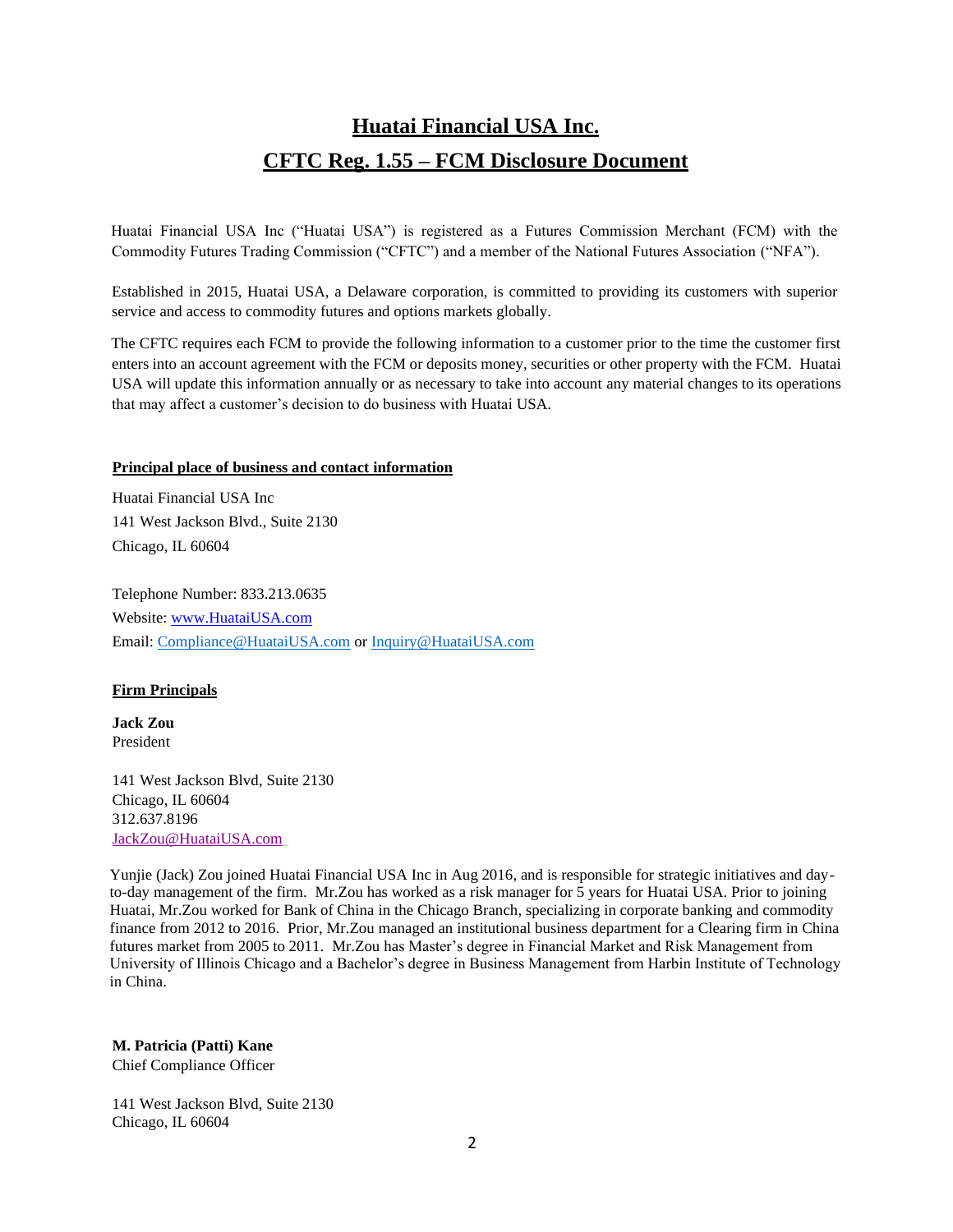# Huatai Financial USA Inc.

# CFTC Reg. 1.55 – FCM Disclosure Document

Huatai Financial USA Inc ("Huatai USA") is registered as a Futures Commission Merchant (FCM) with the Commodity Futures Trading Commission ("CFTC") and a member of the National Futures Association ("NFA").

Established in 2015, Huatai USA, a Delaware corporation, is committed to providing its customers with superior service and access to commodity futures and options markets globally.

The CFTC requires each FCM to provide the following information to a customer prior to the time the customer first enters into an account agreement with the FCM or deposits money, securities or other property with the FCM. Huatai USA will update this information annually or as necessary to take into account any material changes to its operations that may affect a customer's decision to do business with Huatai USA.

## Principal place of business and contact information

Huatai Financial USA Inc
141 West Jackson Blvd., Suite 2130
Chicago, IL 60604

Telephone Number: 833.213.0635
Website: www.HuataiUSA.com
Email: Compliance@HuataiUSA.com or Inquiry@HuataiUSA.com

## Firm Principals

**Jack Zou**
President

141 West Jackson Blvd, Suite 2130
Chicago, IL 60604
312.637.8196
JackZou@HuataiUSA.com

Yunjie (Jack) Zou joined Huatai Financial USA Inc in Aug 2016, and is responsible for strategic initiatives and day-to-day management of the firm. Mr.Zou has worked as a risk manager for 5 years for Huatai USA. Prior to joining Huatai, Mr.Zou worked for Bank of China in the Chicago Branch, specializing in corporate banking and commodity finance from 2012 to 2016. Prior, Mr.Zou managed an institutional business department for a Clearing firm in China futures market from 2005 to 2011. Mr.Zou has Master's degree in Financial Market and Risk Management from University of Illinois Chicago and a Bachelor's degree in Business Management from Harbin Institute of Technology in China.

**M. Patricia (Patti) Kane**
Chief Compliance Officer

141 West Jackson Blvd, Suite 2130
Chicago, IL 60604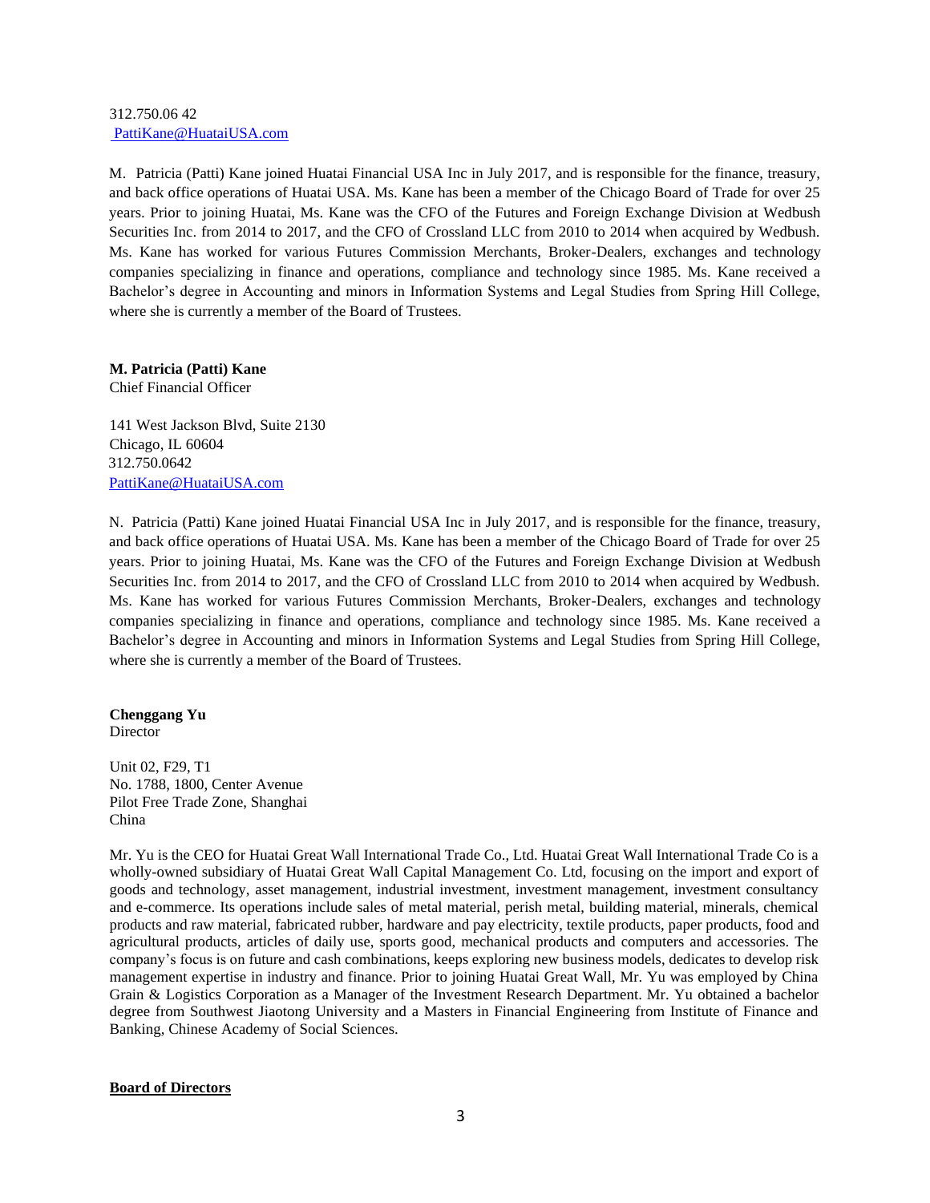312.750.06 42
PattiKane@HuataiUSA.com

M. Patricia (Patti) Kane joined Huatai Financial USA Inc in July 2017, and is responsible for the finance, treasury, and back office operations of Huatai USA. Ms. Kane has been a member of the Chicago Board of Trade for over 25 years. Prior to joining Huatai, Ms. Kane was the CFO of the Futures and Foreign Exchange Division at Wedbush Securities Inc. from 2014 to 2017, and the CFO of Crossland LLC from 2010 to 2014 when acquired by Wedbush. Ms. Kane has worked for various Futures Commission Merchants, Broker-Dealers, exchanges and technology companies specializing in finance and operations, compliance and technology since 1985. Ms. Kane received a Bachelor's degree in Accounting and minors in Information Systems and Legal Studies from Spring Hill College, where she is currently a member of the Board of Trustees.

**M. Patricia (Patti) Kane**
Chief Financial Officer

141 West Jackson Blvd, Suite 2130
Chicago, IL 60604
312.750.0642
PattiKane@HuataiUSA.com

N. Patricia (Patti) Kane joined Huatai Financial USA Inc in July 2017, and is responsible for the finance, treasury, and back office operations of Huatai USA. Ms. Kane has been a member of the Chicago Board of Trade for over 25 years. Prior to joining Huatai, Ms. Kane was the CFO of the Futures and Foreign Exchange Division at Wedbush Securities Inc. from 2014 to 2017, and the CFO of Crossland LLC from 2010 to 2014 when acquired by Wedbush. Ms. Kane has worked for various Futures Commission Merchants, Broker-Dealers, exchanges and technology companies specializing in finance and operations, compliance and technology since 1985. Ms. Kane received a Bachelor's degree in Accounting and minors in Information Systems and Legal Studies from Spring Hill College, where she is currently a member of the Board of Trustees.

**Chenggang Yu**
Director

Unit 02, F29, T1
No. 1788, 1800, Center Avenue
Pilot Free Trade Zone, Shanghai
China

Mr. Yu is the CEO for Huatai Great Wall International Trade Co., Ltd. Huatai Great Wall International Trade Co is a wholly-owned subsidiary of Huatai Great Wall Capital Management Co. Ltd, focusing on the import and export of goods and technology, asset management, industrial investment, investment management, investment consultancy and e-commerce. Its operations include sales of metal material, perish metal, building material, minerals, chemical products and raw material, fabricated rubber, hardware and pay electricity, textile products, paper products, food and agricultural products, articles of daily use, sports good, mechanical products and computers and accessories. The company's focus is on future and cash combinations, keeps exploring new business models, dedicates to develop risk management expertise in industry and finance. Prior to joining Huatai Great Wall, Mr. Yu was employed by China Grain & Logistics Corporation as a Manager of the Investment Research Department. Mr. Yu obtained a bachelor degree from Southwest Jiaotong University and a Masters in Financial Engineering from Institute of Finance and Banking, Chinese Academy of Social Sciences.

**Board of Directors**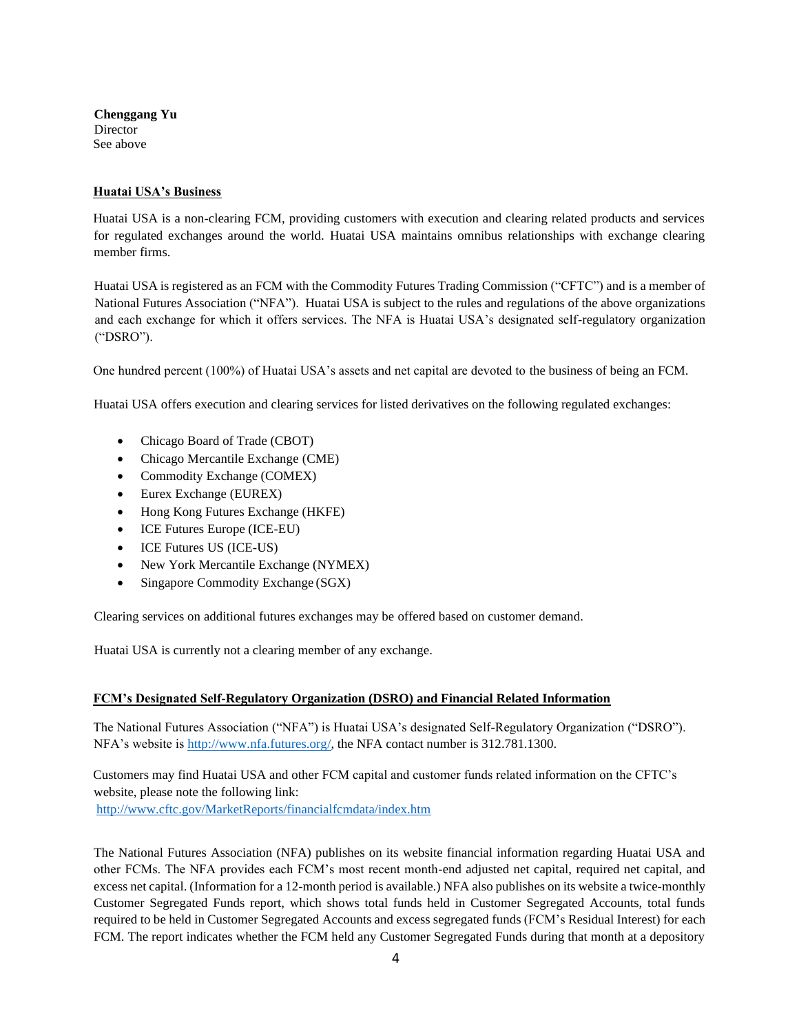**Chenggang Yu**
Director
See above

**Huatai USA's Business**

Huatai USA is a non-clearing FCM, providing customers with execution and clearing related products and services for regulated exchanges around the world. Huatai USA maintains omnibus relationships with exchange clearing member firms.

Huatai USA is registered as an FCM with the Commodity Futures Trading Commission ("CFTC") and is a member of National Futures Association ("NFA"). Huatai USA is subject to the rules and regulations of the above organizations and each exchange for which it offers services. The NFA is Huatai USA's designated self-regulatory organization ("DSRO").

One hundred percent (100%) of Huatai USA's assets and net capital are devoted to the business of being an FCM.

Huatai USA offers execution and clearing services for listed derivatives on the following regulated exchanges:

- Chicago Board of Trade (CBOT)
- Chicago Mercantile Exchange (CME)
- Commodity Exchange (COMEX)
- Eurex Exchange (EUREX)
- Hong Kong Futures Exchange (HKFE)
- ICE Futures Europe (ICE-EU)
- ICE Futures US (ICE-US)
- New York Mercantile Exchange (NYMEX)
- Singapore Commodity Exchange (SGX)

Clearing services on additional futures exchanges may be offered based on customer demand.

Huatai USA is currently not a clearing member of any exchange.

**FCM's Designated Self-Regulatory Organization (DSRO) and Financial Related Information**

The National Futures Association ("NFA") is Huatai USA's designated Self-Regulatory Organization ("DSRO"). NFA's website is http://www.nfa.futures.org/, the NFA contact number is 312.781.1300.

Customers may find Huatai USA and other FCM capital and customer funds related information on the CFTC's website, please note the following link:
http://www.cftc.gov/MarketReports/financialfcmdata/index.htm

The National Futures Association (NFA) publishes on its website financial information regarding Huatai USA and other FCMs. The NFA provides each FCM's most recent month-end adjusted net capital, required net capital, and excess net capital. (Information for a 12-month period is available.) NFA also publishes on its website a twice-monthly Customer Segregated Funds report, which shows total funds held in Customer Segregated Accounts, total funds required to be held in Customer Segregated Accounts and excess segregated funds (FCM's Residual Interest) for each FCM. The report indicates whether the FCM held any Customer Segregated Funds during that month at a depository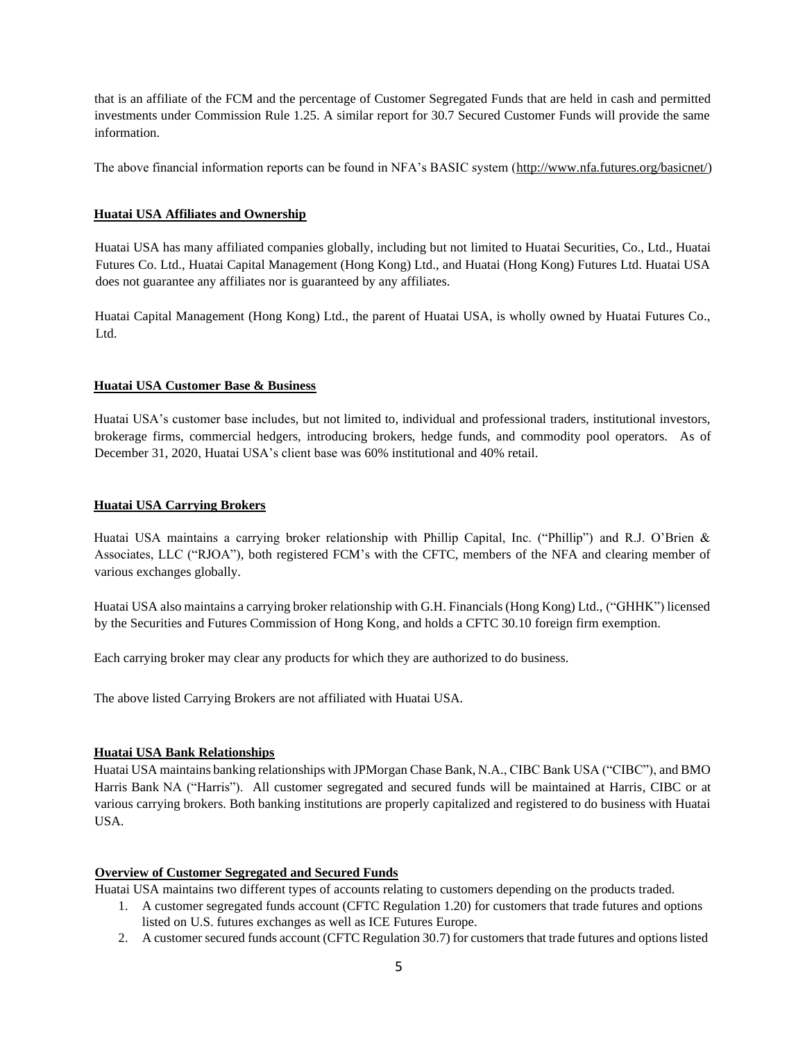that is an affiliate of the FCM and the percentage of Customer Segregated Funds that are held in cash and permitted investments under Commission Rule 1.25. A similar report for 30.7 Secured Customer Funds will provide the same information.

The above financial information reports can be found in NFA's BASIC system (http://www.nfa.futures.org/basicnet/)

## Huatai USA Affiliates and Ownership

Huatai USA has many affiliated companies globally, including but not limited to Huatai Securities, Co., Ltd., Huatai Futures Co. Ltd., Huatai Capital Management (Hong Kong) Ltd., and Huatai (Hong Kong) Futures Ltd. Huatai USA does not guarantee any affiliates nor is guaranteed by any affiliates.

Huatai Capital Management (Hong Kong) Ltd., the parent of Huatai USA, is wholly owned by Huatai Futures Co., Ltd.

## Huatai USA Customer Base & Business

Huatai USA's customer base includes, but not limited to, individual and professional traders, institutional investors, brokerage firms, commercial hedgers, introducing brokers, hedge funds, and commodity pool operators. As of December 31, 2020, Huatai USA's client base was 60% institutional and 40% retail.

## Huatai USA Carrying Brokers

Huatai USA maintains a carrying broker relationship with Phillip Capital, Inc. ("Phillip") and R.J. O'Brien & Associates, LLC ("RJOA"), both registered FCM's with the CFTC, members of the NFA and clearing member of various exchanges globally.

Huatai USA also maintains a carrying broker relationship with G.H. Financials (Hong Kong) Ltd., ("GHHK") licensed by the Securities and Futures Commission of Hong Kong, and holds a CFTC 30.10 foreign firm exemption.

Each carrying broker may clear any products for which they are authorized to do business.

The above listed Carrying Brokers are not affiliated with Huatai USA.

## Huatai USA Bank Relationships

Huatai USA maintains banking relationships with JPMorgan Chase Bank, N.A., CIBC Bank USA ("CIBC"), and BMO Harris Bank NA ("Harris"). All customer segregated and secured funds will be maintained at Harris, CIBC or at various carrying brokers. Both banking institutions are properly capitalized and registered to do business with Huatai USA.

## Overview of Customer Segregated and Secured Funds

Huatai USA maintains two different types of accounts relating to customers depending on the products traded.

1. A customer segregated funds account (CFTC Regulation 1.20) for customers that trade futures and options listed on U.S. futures exchanges as well as ICE Futures Europe.
2. A customer secured funds account (CFTC Regulation 30.7) for customers that trade futures and options listed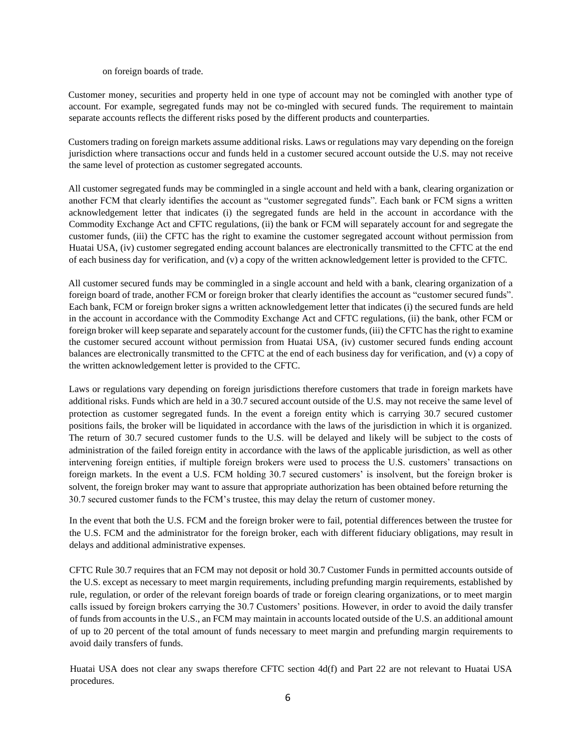on foreign boards of trade.

Customer money, securities and property held in one type of account may not be comingled with another type of account. For example, segregated funds may not be co-mingled with secured funds. The requirement to maintain separate accounts reflects the different risks posed by the different products and counterparties.

Customers trading on foreign markets assume additional risks. Laws or regulations may vary depending on the foreign jurisdiction where transactions occur and funds held in a customer secured account outside the U.S. may not receive the same level of protection as customer segregated accounts.

All customer segregated funds may be commingled in a single account and held with a bank, clearing organization or another FCM that clearly identifies the account as "customer segregated funds". Each bank or FCM signs a written acknowledgement letter that indicates (i) the segregated funds are held in the account in accordance with the Commodity Exchange Act and CFTC regulations, (ii) the bank or FCM will separately account for and segregate the customer funds, (iii) the CFTC has the right to examine the customer segregated account without permission from Huatai USA, (iv) customer segregated ending account balances are electronically transmitted to the CFTC at the end of each business day for verification, and (v) a copy of the written acknowledgement letter is provided to the CFTC.

All customer secured funds may be commingled in a single account and held with a bank, clearing organization of a foreign board of trade, another FCM or foreign broker that clearly identifies the account as "customer secured funds". Each bank, FCM or foreign broker signs a written acknowledgement letter that indicates (i) the secured funds are held in the account in accordance with the Commodity Exchange Act and CFTC regulations, (ii) the bank, other FCM or foreign broker will keep separate and separately account for the customer funds, (iii) the CFTC has the right to examine the customer secured account without permission from Huatai USA, (iv) customer secured funds ending account balances are electronically transmitted to the CFTC at the end of each business day for verification, and (v) a copy of the written acknowledgement letter is provided to the CFTC.

Laws or regulations vary depending on foreign jurisdictions therefore customers that trade in foreign markets have additional risks. Funds which are held in a 30.7 secured account outside of the U.S. may not receive the same level of protection as customer segregated funds. In the event a foreign entity which is carrying 30.7 secured customer positions fails, the broker will be liquidated in accordance with the laws of the jurisdiction in which it is organized. The return of 30.7 secured customer funds to the U.S. will be delayed and likely will be subject to the costs of administration of the failed foreign entity in accordance with the laws of the applicable jurisdiction, as well as other intervening foreign entities, if multiple foreign brokers were used to process the U.S. customers' transactions on foreign markets. In the event a U.S. FCM holding 30.7 secured customers' is insolvent, but the foreign broker is solvent, the foreign broker may want to assure that appropriate authorization has been obtained before returning the 30.7 secured customer funds to the FCM's trustee, this may delay the return of customer money.

In the event that both the U.S. FCM and the foreign broker were to fail, potential differences between the trustee for the U.S. FCM and the administrator for the foreign broker, each with different fiduciary obligations, may result in delays and additional administrative expenses.

CFTC Rule 30.7 requires that an FCM may not deposit or hold 30.7 Customer Funds in permitted accounts outside of the U.S. except as necessary to meet margin requirements, including prefunding margin requirements, established by rule, regulation, or order of the relevant foreign boards of trade or foreign clearing organizations, or to meet margin calls issued by foreign brokers carrying the 30.7 Customers' positions. However, in order to avoid the daily transfer of funds from accounts in the U.S., an FCM may maintain in accounts located outside of the U.S. an additional amount of up to 20 percent of the total amount of funds necessary to meet margin and prefunding margin requirements to avoid daily transfers of funds.

Huatai USA does not clear any swaps therefore CFTC section 4d(f) and Part 22 are not relevant to Huatai USA procedures.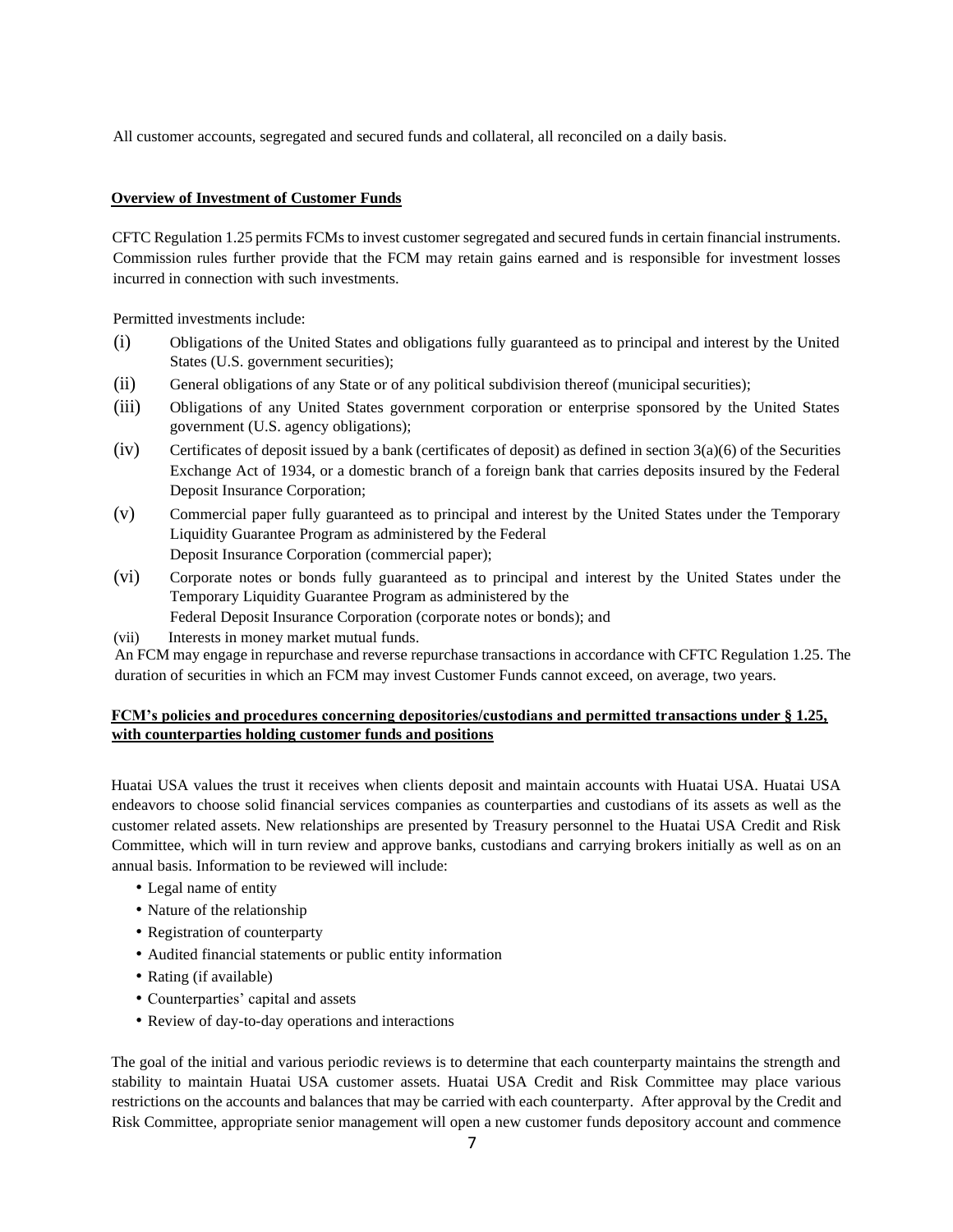All customer accounts, segregated and secured funds and collateral, all reconciled on a daily basis.

**Overview of Investment of Customer Funds**

CFTC Regulation 1.25 permits FCMs to invest customer segregated and secured funds in certain financial instruments. Commission rules further provide that the FCM may retain gains earned and is responsible for investment losses incurred in connection with such investments.

Permitted investments include:

(i) Obligations of the United States and obligations fully guaranteed as to principal and interest by the United States (U.S. government securities);

(ii) General obligations of any State or of any political subdivision thereof (municipal securities);

(iii) Obligations of any United States government corporation or enterprise sponsored by the United States government (U.S. agency obligations);

(iv) Certificates of deposit issued by a bank (certificates of deposit) as defined in section 3(a)(6) of the Securities Exchange Act of 1934, or a domestic branch of a foreign bank that carries deposits insured by the Federal Deposit Insurance Corporation;

(v) Commercial paper fully guaranteed as to principal and interest by the United States under the Temporary Liquidity Guarantee Program as administered by the Federal Deposit Insurance Corporation (commercial paper);

(vi) Corporate notes or bonds fully guaranteed as to principal and interest by the United States under the Temporary Liquidity Guarantee Program as administered by the Federal Deposit Insurance Corporation (corporate notes or bonds); and

(vii) Interests in money market mutual funds.

An FCM may engage in repurchase and reverse repurchase transactions in accordance with CFTC Regulation 1.25. The duration of securities in which an FCM may invest Customer Funds cannot exceed, on average, two years.

**FCM's policies and procedures concerning depositories/custodians and permitted transactions under § 1.25, with counterparties holding customer funds and positions**

Huatai USA values the trust it receives when clients deposit and maintain accounts with Huatai USA. Huatai USA endeavors to choose solid financial services companies as counterparties and custodians of its assets as well as the customer related assets. New relationships are presented by Treasury personnel to the Huatai USA Credit and Risk Committee, which will in turn review and approve banks, custodians and carrying brokers initially as well as on an annual basis. Information to be reviewed will include:

- Legal name of entity
- Nature of the relationship
- Registration of counterparty
- Audited financial statements or public entity information
- Rating (if available)
- Counterparties' capital and assets
- Review of day-to-day operations and interactions

The goal of the initial and various periodic reviews is to determine that each counterparty maintains the strength and stability to maintain Huatai USA customer assets. Huatai USA Credit and Risk Committee may place various restrictions on the accounts and balances that may be carried with each counterparty. After approval by the Credit and Risk Committee, appropriate senior management will open a new customer funds depository account and commence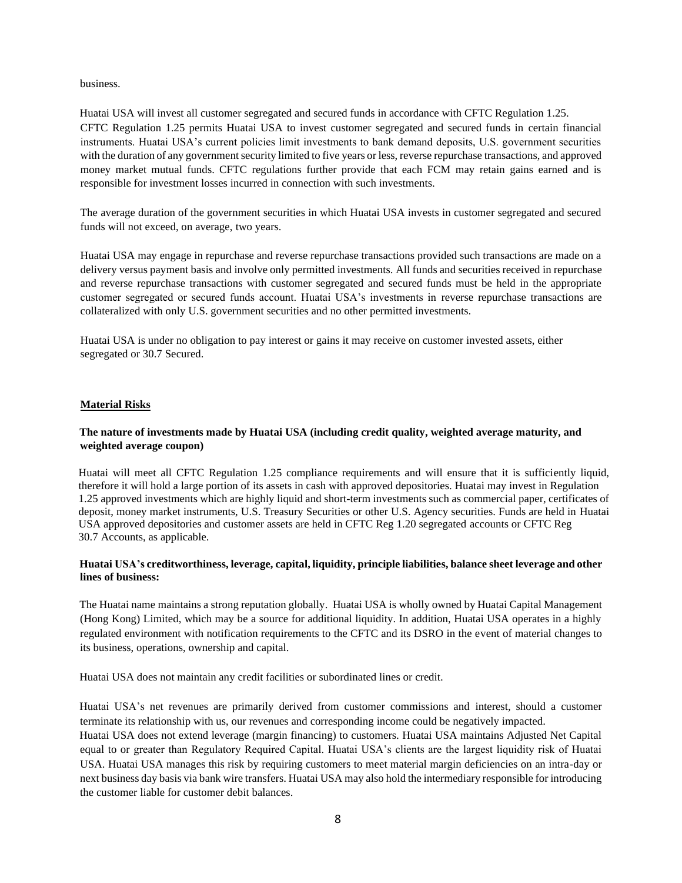business.

Huatai USA will invest all customer segregated and secured funds in accordance with CFTC Regulation 1.25. CFTC Regulation 1.25 permits Huatai USA to invest customer segregated and secured funds in certain financial instruments. Huatai USA's current policies limit investments to bank demand deposits, U.S. government securities with the duration of any government security limited to five years or less, reverse repurchase transactions, and approved money market mutual funds. CFTC regulations further provide that each FCM may retain gains earned and is responsible for investment losses incurred in connection with such investments.

The average duration of the government securities in which Huatai USA invests in customer segregated and secured funds will not exceed, on average, two years.

Huatai USA may engage in repurchase and reverse repurchase transactions provided such transactions are made on a delivery versus payment basis and involve only permitted investments. All funds and securities received in repurchase and reverse repurchase transactions with customer segregated and secured funds must be held in the appropriate customer segregated or secured funds account. Huatai USA's investments in reverse repurchase transactions are collateralized with only U.S. government securities and no other permitted investments.

Huatai USA is under no obligation to pay interest or gains it may receive on customer invested assets, either segregated or 30.7 Secured.

## Material Risks

**The nature of investments made by Huatai USA (including credit quality, weighted average maturity, and weighted average coupon)**

Huatai will meet all CFTC Regulation 1.25 compliance requirements and will ensure that it is sufficiently liquid, therefore it will hold a large portion of its assets in cash with approved depositories. Huatai may invest in Regulation 1.25 approved investments which are highly liquid and short-term investments such as commercial paper, certificates of deposit, money market instruments, U.S. Treasury Securities or other U.S. Agency securities. Funds are held in Huatai USA approved depositories and customer assets are held in CFTC Reg 1.20 segregated accounts or CFTC Reg 30.7 Accounts, as applicable.

**Huatai USA's creditworthiness, leverage, capital, liquidity, principle liabilities, balance sheet leverage and other lines of business:**

The Huatai name maintains a strong reputation globally. Huatai USA is wholly owned by Huatai Capital Management (Hong Kong) Limited, which may be a source for additional liquidity. In addition, Huatai USA operates in a highly regulated environment with notification requirements to the CFTC and its DSRO in the event of material changes to its business, operations, ownership and capital.

Huatai USA does not maintain any credit facilities or subordinated lines or credit.

Huatai USA's net revenues are primarily derived from customer commissions and interest, should a customer terminate its relationship with us, our revenues and corresponding income could be negatively impacted.
Huatai USA does not extend leverage (margin financing) to customers. Huatai USA maintains Adjusted Net Capital equal to or greater than Regulatory Required Capital. Huatai USA's clients are the largest liquidity risk of Huatai USA. Huatai USA manages this risk by requiring customers to meet material margin deficiencies on an intra-day or next business day basis via bank wire transfers. Huatai USA may also hold the intermediary responsible for introducing the customer liable for customer debit balances.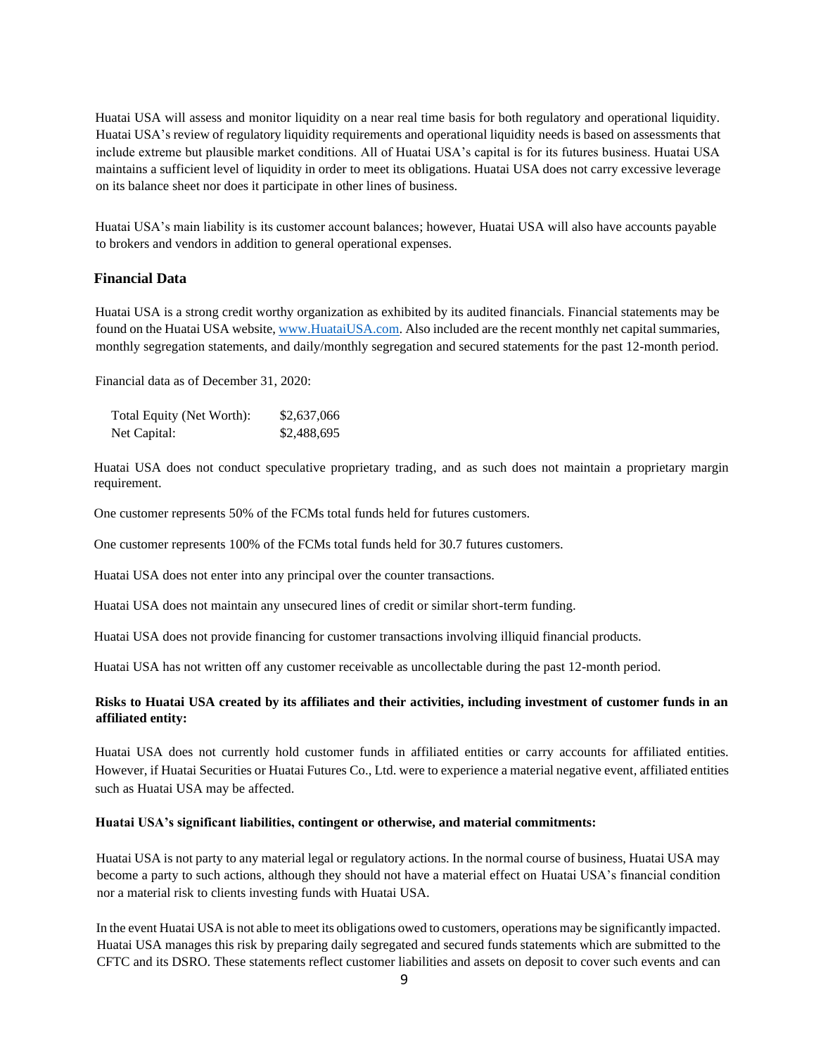Huatai USA will assess and monitor liquidity on a near real time basis for both regulatory and operational liquidity. Huatai USA's review of regulatory liquidity requirements and operational liquidity needs is based on assessments that include extreme but plausible market conditions. All of Huatai USA's capital is for its futures business. Huatai USA maintains a sufficient level of liquidity in order to meet its obligations. Huatai USA does not carry excessive leverage on its balance sheet nor does it participate in other lines of business.

Huatai USA's main liability is its customer account balances; however, Huatai USA will also have accounts payable to brokers and vendors in addition to general operational expenses.

### Financial Data

Huatai USA is a strong credit worthy organization as exhibited by its audited financials. Financial statements may be found on the Huatai USA website, [www.HuataiUSA.com](www.HuataiUSA.com). Also included are the recent monthly net capital summaries, monthly segregation statements, and daily/monthly segregation and secured statements for the past 12-month period.

Financial data as of December 31, 2020:

| | |
|---|---|
| Total Equity (Net Worth): | $2,637,066 |
| Net Capital: | $2,488,695 |

Huatai USA does not conduct speculative proprietary trading, and as such does not maintain a proprietary margin requirement.

One customer represents 50% of the FCMs total funds held for futures customers.

One customer represents 100% of the FCMs total funds held for 30.7 futures customers.

Huatai USA does not enter into any principal over the counter transactions.

Huatai USA does not maintain any unsecured lines of credit or similar short-term funding.

Huatai USA does not provide financing for customer transactions involving illiquid financial products.

Huatai USA has not written off any customer receivable as uncollectable during the past 12-month period.

**Risks to Huatai USA created by its affiliates and their activities, including investment of customer funds in an affiliated entity:**

Huatai USA does not currently hold customer funds in affiliated entities or carry accounts for affiliated entities. However, if Huatai Securities or Huatai Futures Co., Ltd. were to experience a material negative event, affiliated entities such as Huatai USA may be affected.

**Huatai USA's significant liabilities, contingent or otherwise, and material commitments:**

Huatai USA is not party to any material legal or regulatory actions. In the normal course of business, Huatai USA may become a party to such actions, although they should not have a material effect on Huatai USA's financial condition nor a material risk to clients investing funds with Huatai USA.

In the event Huatai USA is not able to meet its obligations owed to customers, operations may be significantly impacted. Huatai USA manages this risk by preparing daily segregated and secured funds statements which are submitted to the CFTC and its DSRO. These statements reflect customer liabilities and assets on deposit to cover such events and can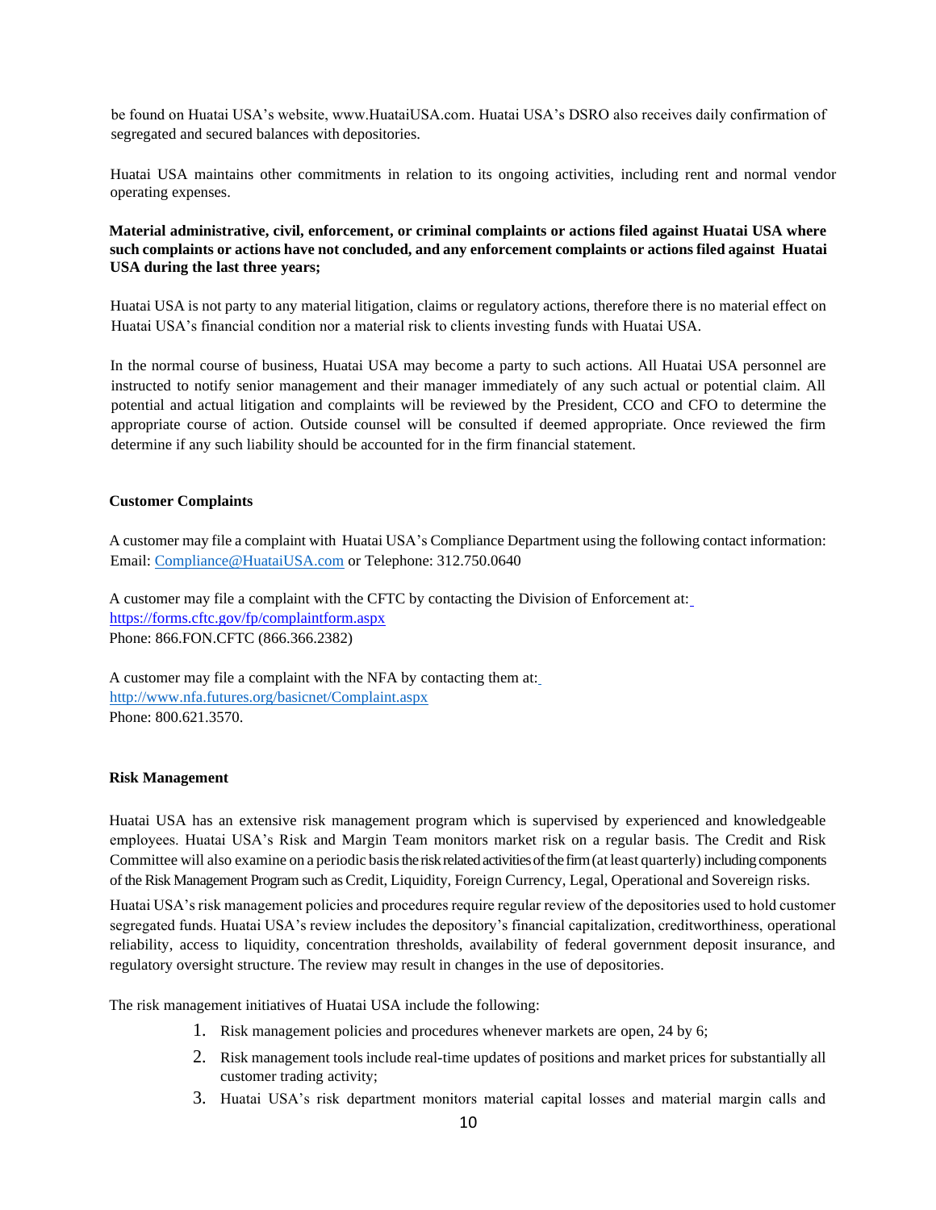be found on Huatai USA's website, www.HuataiUSA.com. Huatai USA's DSRO also receives daily confirmation of segregated and secured balances with depositories.

Huatai USA maintains other commitments in relation to its ongoing activities, including rent and normal vendor operating expenses.

**Material administrative, civil, enforcement, or criminal complaints or actions filed against Huatai USA where such complaints or actions have not concluded, and any enforcement complaints or actions filed against Huatai USA during the last three years;**

Huatai USA is not party to any material litigation, claims or regulatory actions, therefore there is no material effect on Huatai USA's financial condition nor a material risk to clients investing funds with Huatai USA.

In the normal course of business, Huatai USA may become a party to such actions. All Huatai USA personnel are instructed to notify senior management and their manager immediately of any such actual or potential claim. All potential and actual litigation and complaints will be reviewed by the President, CCO and CFO to determine the appropriate course of action. Outside counsel will be consulted if deemed appropriate. Once reviewed the firm determine if any such liability should be accounted for in the firm financial statement.

**Customer Complaints**

A customer may file a complaint with Huatai USA's Compliance Department using the following contact information: Email: Compliance@HuataiUSA.com or Telephone: 312.750.0640

A customer may file a complaint with the CFTC by contacting the Division of Enforcement at:
https://forms.cftc.gov/fp/complaintform.aspx
Phone: 866.FON.CFTC (866.366.2382)

A customer may file a complaint with the NFA by contacting them at:
http://www.nfa.futures.org/basicnet/Complaint.aspx
Phone: 800.621.3570.

**Risk Management**

Huatai USA has an extensive risk management program which is supervised by experienced and knowledgeable employees. Huatai USA's Risk and Margin Team monitors market risk on a regular basis. The Credit and Risk Committee will also examine on a periodic basis the risk related activities of the firm (at least quarterly) including components of the Risk Management Program such as Credit, Liquidity, Foreign Currency, Legal, Operational and Sovereign risks.

Huatai USA's risk management policies and procedures require regular review of the depositories used to hold customer segregated funds. Huatai USA's review includes the depository's financial capitalization, creditworthiness, operational reliability, access to liquidity, concentration thresholds, availability of federal government deposit insurance, and regulatory oversight structure. The review may result in changes in the use of depositories.

The risk management initiatives of Huatai USA include the following:

1. Risk management policies and procedures whenever markets are open, 24 by 6;
2. Risk management tools include real-time updates of positions and market prices for substantially all customer trading activity;
3. Huatai USA's risk department monitors material capital losses and material margin calls and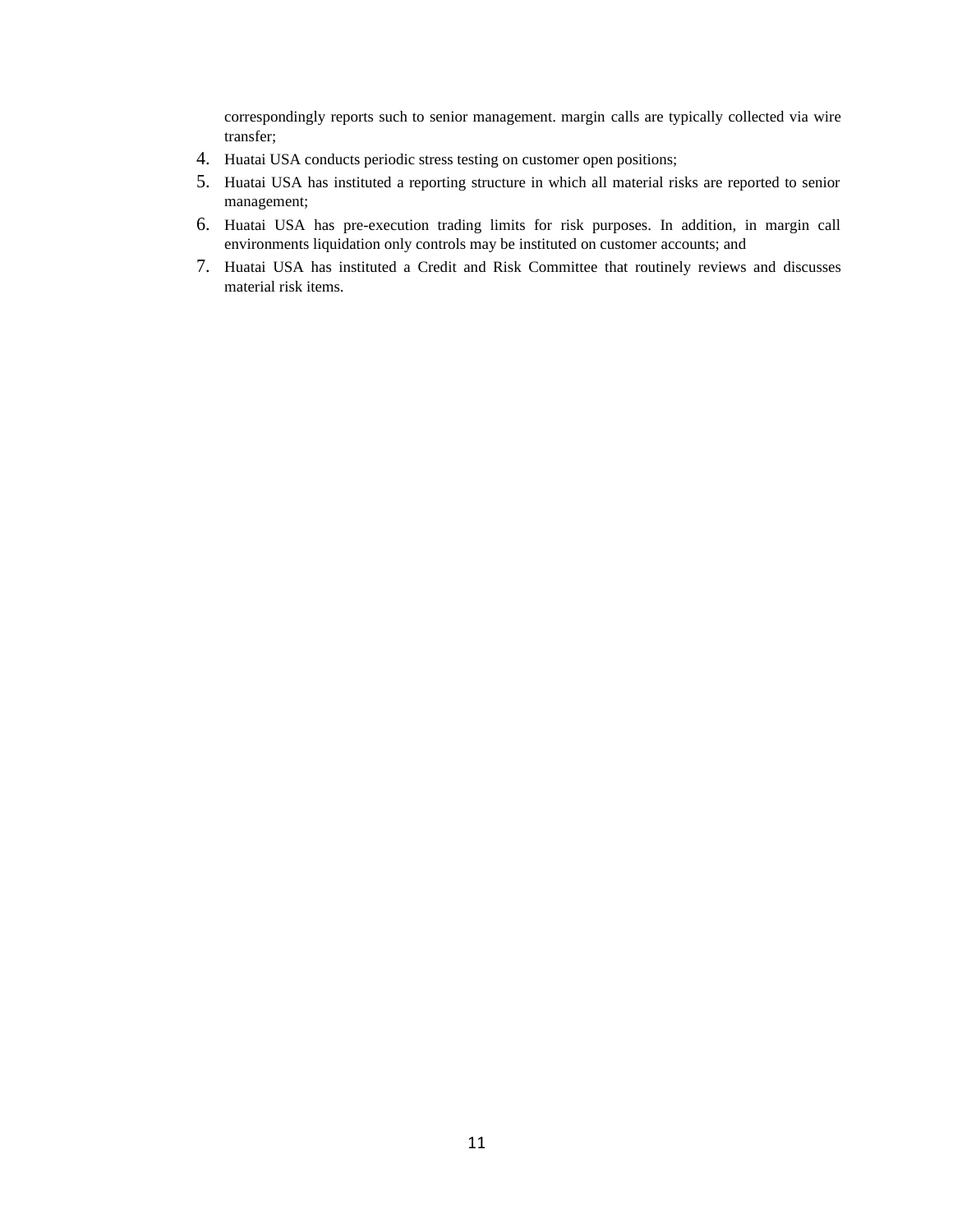correspondingly reports such to senior management. margin calls are typically collected via wire transfer;

4. Huatai USA conducts periodic stress testing on customer open positions;
5. Huatai USA has instituted a reporting structure in which all material risks are reported to senior management;
6. Huatai USA has pre-execution trading limits for risk purposes. In addition, in margin call environments liquidation only controls may be instituted on customer accounts; and
7. Huatai USA has instituted a Credit and Risk Committee that routinely reviews and discusses material risk items.